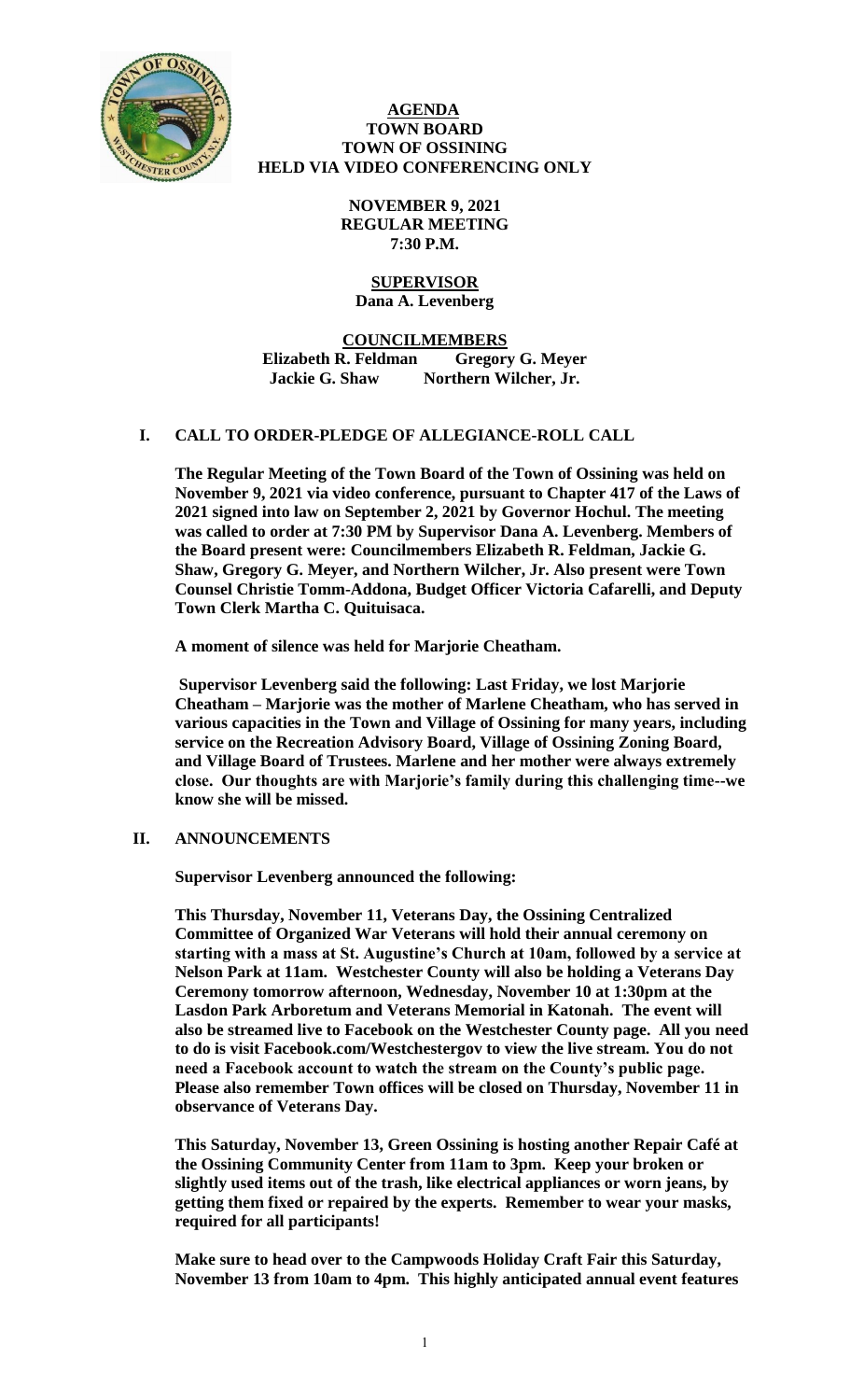# AGENDA
## TOWN BOARD
## TOWN OF OSSINING
## HELD VIA VIDEO CONFERENCING ONLY

**NOVEMBER 9, 2021**
**REGULAR MEETING**
**7:30 P.M.**

**SUPERVISOR**
**Dana A. Levenberg**

**COUNCILMEMBERS**
**Elizabeth R. Feldman Gregory G. Meyer**
**Jackie G. Shaw Northern Wilcher, Jr.**

## I. CALL TO ORDER-PLEDGE OF ALLEGIANCE-ROLL CALL

**The Regular Meeting of the Town Board of the Town of Ossining was held on November 9, 2021 via video conference, pursuant to Chapter 417 of the Laws of 2021 signed into law on September 2, 2021 by Governor Hochul. The meeting was called to order at 7:30 PM by Supervisor Dana A. Levenberg. Members of the Board present were: Councilmembers Elizabeth R. Feldman, Jackie G. Shaw, Gregory G. Meyer, and Northern Wilcher, Jr. Also present were Town Counsel Christie Tomm-Addona, Budget Officer Victoria Cafarelli, and Deputy Town Clerk Martha C. Quituisaca.**

**A moment of silence was held for Marjorie Cheatham.**

**Supervisor Levenberg said the following: Last Friday, we lost Marjorie Cheatham – Marjorie was the mother of Marlene Cheatham, who has served in various capacities in the Town and Village of Ossining for many years, including service on the Recreation Advisory Board, Village of Ossining Zoning Board, and Village Board of Trustees. Marlene and her mother were always extremely close. Our thoughts are with Marjorie's family during this challenging time--we know she will be missed.**

## II. ANNOUNCEMENTS

**Supervisor Levenberg announced the following:**

**This Thursday, November 11, Veterans Day, the Ossining Centralized Committee of Organized War Veterans will hold their annual ceremony on starting with a mass at St. Augustine's Church at 10am, followed by a service at Nelson Park at 11am. Westchester County will also be holding a Veterans Day Ceremony tomorrow afternoon, Wednesday, November 10 at 1:30pm at the Lasdon Park Arboretum and Veterans Memorial in Katonah. The event will also be streamed live to Facebook on the Westchester County page. All you need to do is visit Facebook.com/Westchestergov to view the live stream. You do not need a Facebook account to watch the stream on the County's public page. Please also remember Town offices will be closed on Thursday, November 11 in observance of Veterans Day.**

**This Saturday, November 13, Green Ossining is hosting another Repair Café at the Ossining Community Center from 11am to 3pm. Keep your broken or slightly used items out of the trash, like electrical appliances or worn jeans, by getting them fixed or repaired by the experts. Remember to wear your masks, required for all participants!**

**Make sure to head over to the Campwoods Holiday Craft Fair this Saturday, November 13 from 10am to 4pm. This highly anticipated annual event features**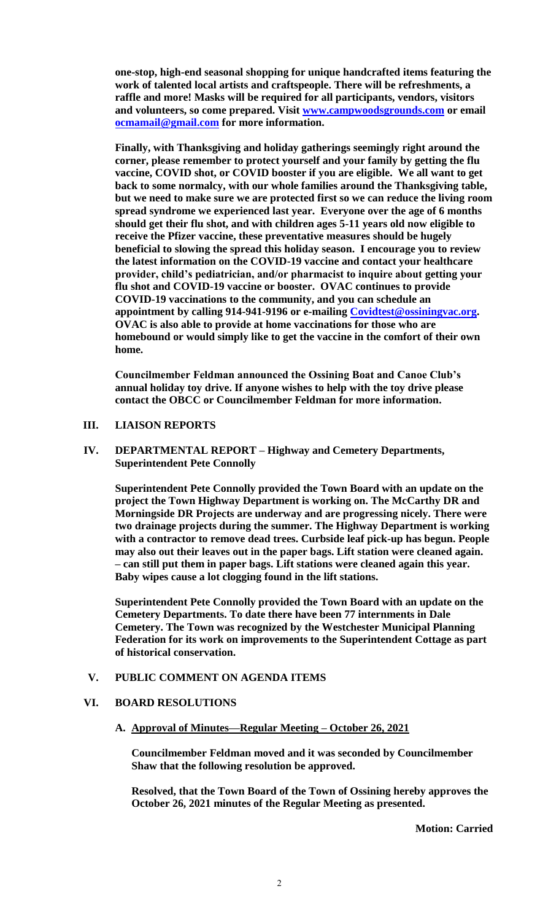**one-stop, high-end seasonal shopping for unique handcrafted items featuring the work of talented local artists and craftspeople. There will be refreshments, a raffle and more! Masks will be required for all participants, vendors, visitors and volunteers, so come prepared. Visit www.campwoodsgrounds.com or email ocmamail@gmail.com for more information.**

**Finally, with Thanksgiving and holiday gatherings seemingly right around the corner, please remember to protect yourself and your family by getting the flu vaccine, COVID shot, or COVID booster if you are eligible. We all want to get back to some normalcy, with our whole families around the Thanksgiving table, but we need to make sure we are protected first so we can reduce the living room spread syndrome we experienced last year. Everyone over the age of 6 months should get their flu shot, and with children ages 5-11 years old now eligible to receive the Pfizer vaccine, these preventative measures should be hugely beneficial to slowing the spread this holiday season. I encourage you to review the latest information on the COVID-19 vaccine and contact your healthcare provider, child's pediatrician, and/or pharmacist to inquire about getting your flu shot and COVID-19 vaccine or booster. OVAC continues to provide COVID-19 vaccinations to the community, and you can schedule an appointment by calling 914-941-9196 or e-mailing Covidtest@ossiningvac.org. OVAC is also able to provide at home vaccinations for those who are homebound or would simply like to get the vaccine in the comfort of their own home.**

**Councilmember Feldman announced the Ossining Boat and Canoe Club's annual holiday toy drive. If anyone wishes to help with the toy drive please contact the OBCC or Councilmember Feldman for more information.**

## III. LIAISON REPORTS

## IV. DEPARTMENTAL REPORT – Highway and Cemetery Departments, Superintendent Pete Connolly

**Superintendent Pete Connolly provided the Town Board with an update on the project the Town Highway Department is working on. The McCarthy DR and Morningside DR Projects are underway and are progressing nicely. There were two drainage projects during the summer. The Highway Department is working with a contractor to remove dead trees. Curbside leaf pick-up has begun. People may also out their leaves out in the paper bags. Lift station were cleaned again. – can still put them in paper bags. Lift stations were cleaned again this year. Baby wipes cause a lot clogging found in the lift stations.**

**Superintendent Pete Connolly provided the Town Board with an update on the Cemetery Departments. To date there have been 77 internments in Dale Cemetery. The Town was recognized by the Westchester Municipal Planning Federation for its work on improvements to the Superintendent Cottage as part of historical conservation.**

## V. PUBLIC COMMENT ON AGENDA ITEMS

## VI. BOARD RESOLUTIONS

### A. Approval of Minutes—Regular Meeting – October 26, 2021

**Councilmember Feldman moved and it was seconded by Councilmember Shaw that the following resolution be approved.**

**Resolved, that the Town Board of the Town of Ossining hereby approves the October 26, 2021 minutes of the Regular Meeting as presented.**

**Motion: Carried**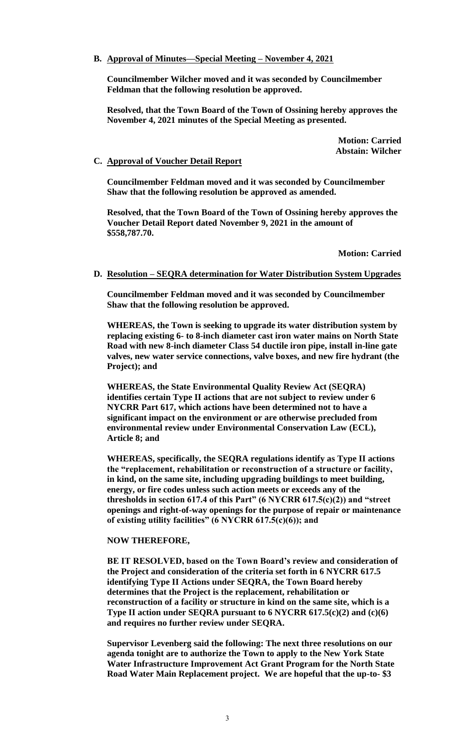**B. Approval of Minutes—Special Meeting – November 4, 2021**

**Councilmember Wilcher moved and it was seconded by Councilmember Feldman that the following resolution be approved.**

**Resolved, that the Town Board of the Town of Ossining hereby approves the November 4, 2021 minutes of the Special Meeting as presented.**

**Motion: Carried**
**Abstain: Wilcher**

**C. Approval of Voucher Detail Report**

**Councilmember Feldman moved and it was seconded by Councilmember Shaw that the following resolution be approved as amended.**

**Resolved, that the Town Board of the Town of Ossining hereby approves the Voucher Detail Report dated November 9, 2021 in the amount of $558,787.70.**

**Motion: Carried**

**D. Resolution – SEQRA determination for Water Distribution System Upgrades**

**Councilmember Feldman moved and it was seconded by Councilmember Shaw that the following resolution be approved.**

**WHEREAS, the Town is seeking to upgrade its water distribution system by replacing existing 6- to 8-inch diameter cast iron water mains on North State Road with new 8-inch diameter Class 54 ductile iron pipe, install in-line gate valves, new water service connections, valve boxes, and new fire hydrant (the Project); and**

**WHEREAS, the State Environmental Quality Review Act (SEQRA) identifies certain Type II actions that are not subject to review under 6 NYCRR Part 617, which actions have been determined not to have a significant impact on the environment or are otherwise precluded from environmental review under Environmental Conservation Law (ECL), Article 8; and**

**WHEREAS, specifically, the SEQRA regulations identify as Type II actions the "replacement, rehabilitation or reconstruction of a structure or facility, in kind, on the same site, including upgrading buildings to meet building, energy, or fire codes unless such action meets or exceeds any of the thresholds in section 617.4 of this Part" (6 NYCRR 617.5(c)(2)) and "street openings and right-of-way openings for the purpose of repair or maintenance of existing utility facilities" (6 NYCRR 617.5(c)(6)); and**

**NOW THEREFORE,**

**BE IT RESOLVED, based on the Town Board's review and consideration of the Project and consideration of the criteria set forth in 6 NYCRR 617.5 identifying Type II Actions under SEQRA, the Town Board hereby determines that the Project is the replacement, rehabilitation or reconstruction of a facility or structure in kind on the same site, which is a Type II action under SEQRA pursuant to 6 NYCRR 617.5(c)(2) and (c)(6) and requires no further review under SEQRA.**

**Supervisor Levenberg said the following: The next three resolutions on our agenda tonight are to authorize the Town to apply to the New York State Water Infrastructure Improvement Act Grant Program for the North State Road Water Main Replacement project. We are hopeful that the up-to- $3**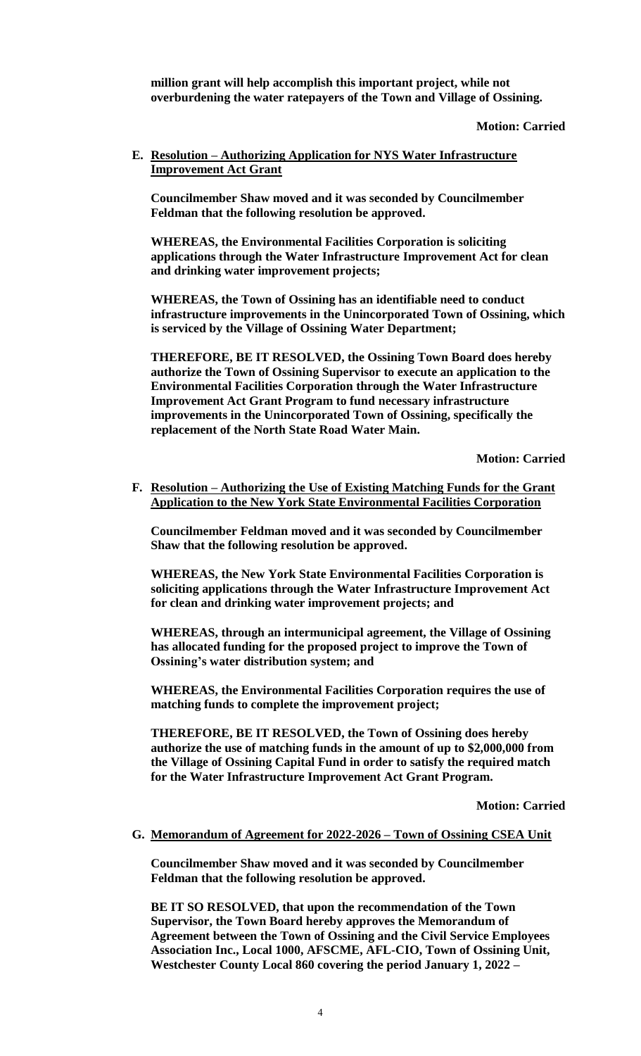**million grant will help accomplish this important project, while not overburdening the water ratepayers of the Town and Village of Ossining.**

**Motion: Carried**

**E. Resolution – Authorizing Application for NYS Water Infrastructure Improvement Act Grant**

**Councilmember Shaw moved and it was seconded by Councilmember Feldman that the following resolution be approved.**

**WHEREAS, the Environmental Facilities Corporation is soliciting applications through the Water Infrastructure Improvement Act for clean and drinking water improvement projects;**

**WHEREAS, the Town of Ossining has an identifiable need to conduct infrastructure improvements in the Unincorporated Town of Ossining, which is serviced by the Village of Ossining Water Department;**

**THEREFORE, BE IT RESOLVED, the Ossining Town Board does hereby authorize the Town of Ossining Supervisor to execute an application to the Environmental Facilities Corporation through the Water Infrastructure Improvement Act Grant Program to fund necessary infrastructure improvements in the Unincorporated Town of Ossining, specifically the replacement of the North State Road Water Main.**

**Motion: Carried**

**F. Resolution – Authorizing the Use of Existing Matching Funds for the Grant Application to the New York State Environmental Facilities Corporation**

**Councilmember Feldman moved and it was seconded by Councilmember Shaw that the following resolution be approved.**

**WHEREAS, the New York State Environmental Facilities Corporation is soliciting applications through the Water Infrastructure Improvement Act for clean and drinking water improvement projects; and**

**WHEREAS, through an intermunicipal agreement, the Village of Ossining has allocated funding for the proposed project to improve the Town of Ossining's water distribution system; and**

**WHEREAS, the Environmental Facilities Corporation requires the use of matching funds to complete the improvement project;**

**THEREFORE, BE IT RESOLVED, the Town of Ossining does hereby authorize the use of matching funds in the amount of up to $2,000,000 from the Village of Ossining Capital Fund in order to satisfy the required match for the Water Infrastructure Improvement Act Grant Program.**

**Motion: Carried**

**G. Memorandum of Agreement for 2022-2026 – Town of Ossining CSEA Unit**

**Councilmember Shaw moved and it was seconded by Councilmember Feldman that the following resolution be approved.**

**BE IT SO RESOLVED, that upon the recommendation of the Town Supervisor, the Town Board hereby approves the Memorandum of Agreement between the Town of Ossining and the Civil Service Employees Association Inc., Local 1000, AFSCME, AFL-CIO, Town of Ossining Unit, Westchester County Local 860 covering the period January 1, 2022 –**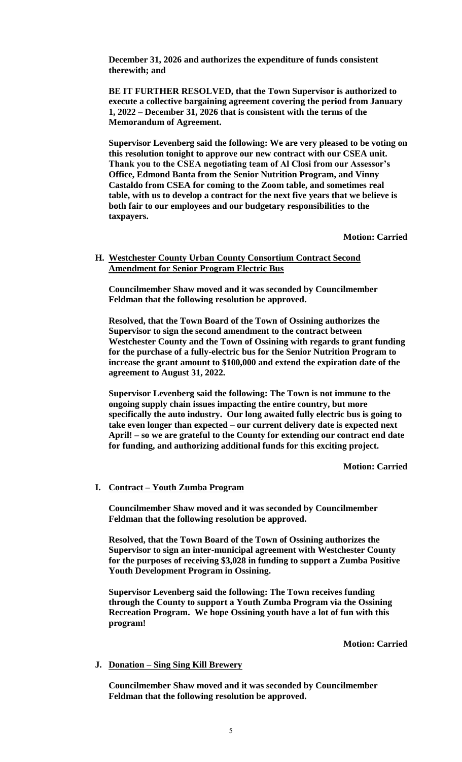**December 31, 2026 and authorizes the expenditure of funds consistent therewith; and**

**BE IT FURTHER RESOLVED, that the Town Supervisor is authorized to execute a collective bargaining agreement covering the period from January 1, 2022 – December 31, 2026 that is consistent with the terms of the Memorandum of Agreement.**

**Supervisor Levenberg said the following: We are very pleased to be voting on this resolution tonight to approve our new contract with our CSEA unit. Thank you to the CSEA negotiating team of Al Closi from our Assessor's Office, Edmond Banta from the Senior Nutrition Program, and Vinny Castaldo from CSEA for coming to the Zoom table, and sometimes real table, with us to develop a contract for the next five years that we believe is both fair to our employees and our budgetary responsibilities to the taxpayers.**

**Motion: Carried**

**H. <u>Westchester County Urban County Consortium Contract Second Amendment for Senior Program Electric Bus</u>**

**Councilmember Shaw moved and it was seconded by Councilmember Feldman that the following resolution be approved.**

**Resolved, that the Town Board of the Town of Ossining authorizes the Supervisor to sign the second amendment to the contract between Westchester County and the Town of Ossining with regards to grant funding for the purchase of a fully-electric bus for the Senior Nutrition Program to increase the grant amount to $100,000 and extend the expiration date of the agreement to August 31, 2022.**

**Supervisor Levenberg said the following: The Town is not immune to the ongoing supply chain issues impacting the entire country, but more specifically the auto industry. Our long awaited fully electric bus is going to take even longer than expected – our current delivery date is expected next April! – so we are grateful to the County for extending our contract end date for funding, and authorizing additional funds for this exciting project.**

**Motion: Carried**

**I. <u>Contract – Youth Zumba Program</u>**

**Councilmember Shaw moved and it was seconded by Councilmember Feldman that the following resolution be approved.**

**Resolved, that the Town Board of the Town of Ossining authorizes the Supervisor to sign an inter-municipal agreement with Westchester County for the purposes of receiving $3,028 in funding to support a Zumba Positive Youth Development Program in Ossining.**

**Supervisor Levenberg said the following: The Town receives funding through the County to support a Youth Zumba Program via the Ossining Recreation Program. We hope Ossining youth have a lot of fun with this program!**

**Motion: Carried**

**J. <u>Donation – Sing Sing Kill Brewery</u>**

**Councilmember Shaw moved and it was seconded by Councilmember Feldman that the following resolution be approved.**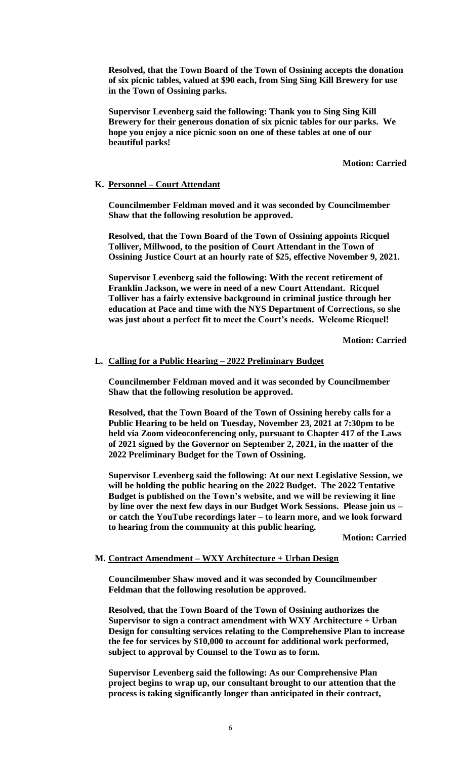**Resolved, that the Town Board of the Town of Ossining accepts the donation of six picnic tables, valued at $90 each, from Sing Sing Kill Brewery for use in the Town of Ossining parks.**

**Supervisor Levenberg said the following: Thank you to Sing Sing Kill Brewery for their generous donation of six picnic tables for our parks. We hope you enjoy a nice picnic soon on one of these tables at one of our beautiful parks!**

**Motion: Carried**

**K. Personnel – Court Attendant**

**Councilmember Feldman moved and it was seconded by Councilmember Shaw that the following resolution be approved.**

**Resolved, that the Town Board of the Town of Ossining appoints Ricquel Tolliver, Millwood, to the position of Court Attendant in the Town of Ossining Justice Court at an hourly rate of $25, effective November 9, 2021.**

**Supervisor Levenberg said the following: With the recent retirement of Franklin Jackson, we were in need of a new Court Attendant. Ricquel Tolliver has a fairly extensive background in criminal justice through her education at Pace and time with the NYS Department of Corrections, so she was just about a perfect fit to meet the Court's needs. Welcome Ricquel!**

**Motion: Carried**

**L. Calling for a Public Hearing – 2022 Preliminary Budget**

**Councilmember Feldman moved and it was seconded by Councilmember Shaw that the following resolution be approved.**

**Resolved, that the Town Board of the Town of Ossining hereby calls for a Public Hearing to be held on Tuesday, November 23, 2021 at 7:30pm to be held via Zoom videoconferencing only, pursuant to Chapter 417 of the Laws of 2021 signed by the Governor on September 2, 2021, in the matter of the 2022 Preliminary Budget for the Town of Ossining.**

**Supervisor Levenberg said the following: At our next Legislative Session, we will be holding the public hearing on the 2022 Budget. The 2022 Tentative Budget is published on the Town's website, and we will be reviewing it line by line over the next few days in our Budget Work Sessions. Please join us – or catch the YouTube recordings later – to learn more, and we look forward to hearing from the community at this public hearing.**

**Motion: Carried**

**M. Contract Amendment – WXY Architecture + Urban Design**

**Councilmember Shaw moved and it was seconded by Councilmember Feldman that the following resolution be approved.**

**Resolved, that the Town Board of the Town of Ossining authorizes the Supervisor to sign a contract amendment with WXY Architecture + Urban Design for consulting services relating to the Comprehensive Plan to increase the fee for services by $10,000 to account for additional work performed, subject to approval by Counsel to the Town as to form.**

**Supervisor Levenberg said the following: As our Comprehensive Plan project begins to wrap up, our consultant brought to our attention that the process is taking significantly longer than anticipated in their contract,**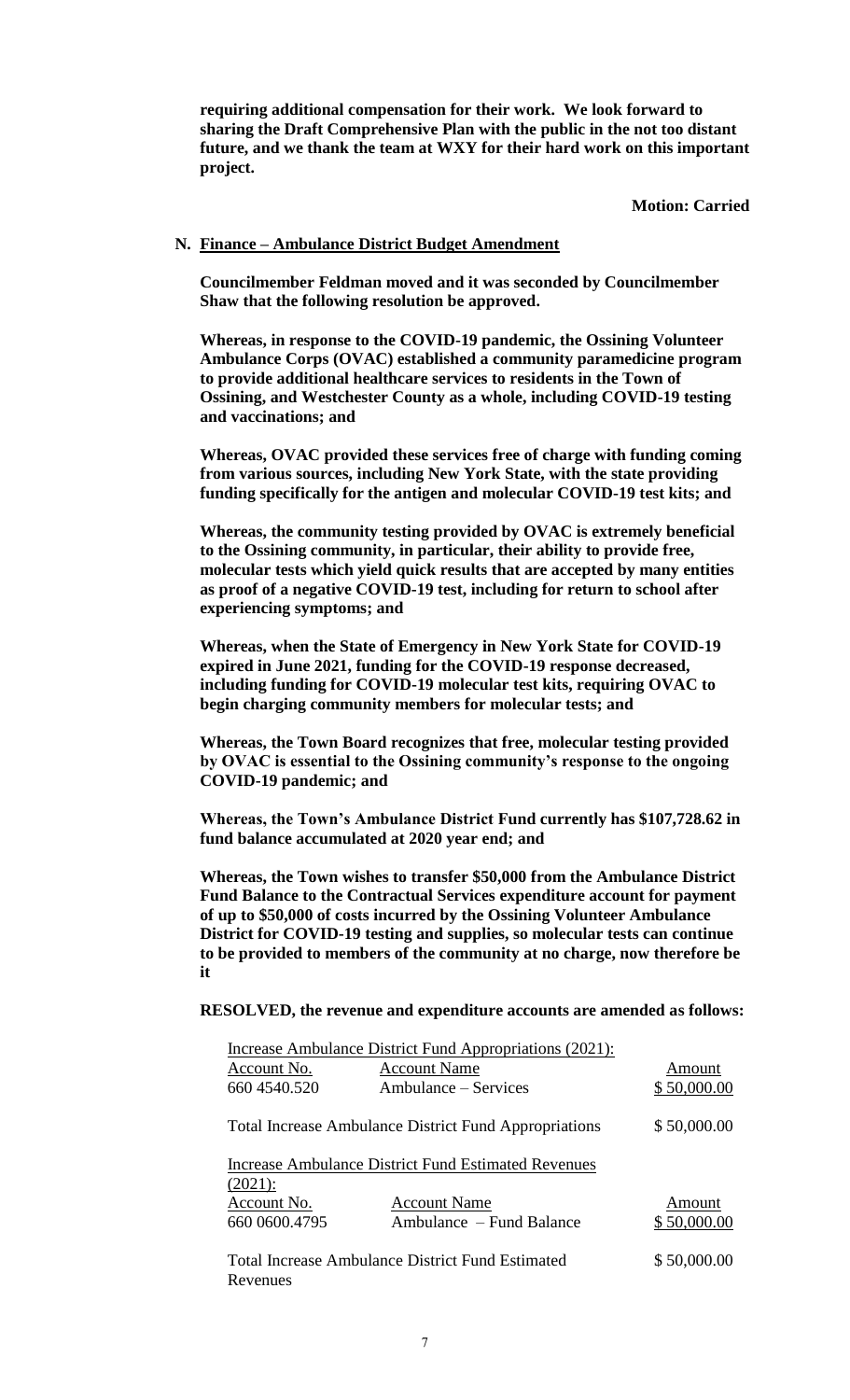**requiring additional compensation for their work. We look forward to sharing the Draft Comprehensive Plan with the public in the not too distant future, and we thank the team at WXY for their hard work on this important project.**

**Motion: Carried**

**N. Finance – Ambulance District Budget Amendment**

**Councilmember Feldman moved and it was seconded by Councilmember Shaw that the following resolution be approved.**

**Whereas, in response to the COVID-19 pandemic, the Ossining Volunteer Ambulance Corps (OVAC) established a community paramedicine program to provide additional healthcare services to residents in the Town of Ossining, and Westchester County as a whole, including COVID-19 testing and vaccinations; and**

**Whereas, OVAC provided these services free of charge with funding coming from various sources, including New York State, with the state providing funding specifically for the antigen and molecular COVID-19 test kits; and**

**Whereas, the community testing provided by OVAC is extremely beneficial to the Ossining community, in particular, their ability to provide free, molecular tests which yield quick results that are accepted by many entities as proof of a negative COVID-19 test, including for return to school after experiencing symptoms; and**

**Whereas, when the State of Emergency in New York State for COVID-19 expired in June 2021, funding for the COVID-19 response decreased, including funding for COVID-19 molecular test kits, requiring OVAC to begin charging community members for molecular tests; and**

**Whereas, the Town Board recognizes that free, molecular testing provided by OVAC is essential to the Ossining community's response to the ongoing COVID-19 pandemic; and**

**Whereas, the Town's Ambulance District Fund currently has $107,728.62 in fund balance accumulated at 2020 year end; and**

**Whereas, the Town wishes to transfer $50,000 from the Ambulance District Fund Balance to the Contractual Services expenditure account for payment of up to $50,000 of costs incurred by the Ossining Volunteer Ambulance District for COVID-19 testing and supplies, so molecular tests can continue to be provided to members of the community at no charge, now therefore be it**

**RESOLVED, the revenue and expenditure accounts are amended as follows:**

Increase Ambulance District Fund Appropriations (2021):

| Account No. | Account Name | Amount |
|---|---|---|
| 660 4540.520 | Ambulance – Services | $ 50,000.00 |
| Total Increase Ambulance District Fund Appropriations | | $ 50,000.00 |

Increase Ambulance District Fund Estimated Revenues (2021):

| Account No. | Account Name | Amount |
|---|---|---|
| 660 0600.4795 | Ambulance – Fund Balance | $ 50,000.00 |
| Total Increase Ambulance District Fund Estimated Revenues | | $ 50,000.00 |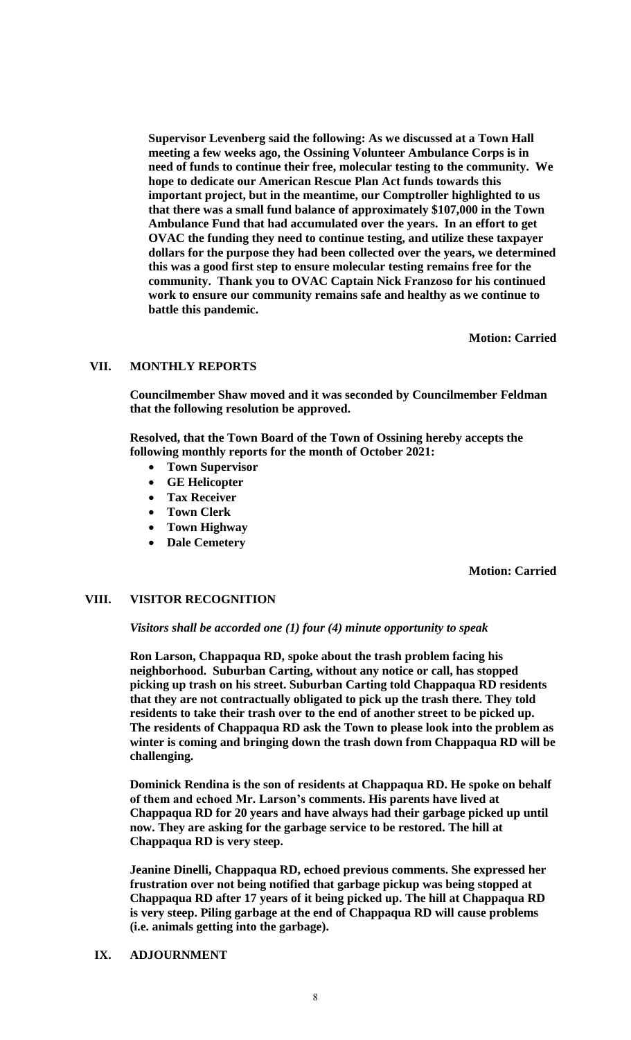**Supervisor Levenberg said the following: As we discussed at a Town Hall meeting a few weeks ago, the Ossining Volunteer Ambulance Corps is in need of funds to continue their free, molecular testing to the community. We hope to dedicate our American Rescue Plan Act funds towards this important project, but in the meantime, our Comptroller highlighted to us that there was a small fund balance of approximately $107,000 in the Town Ambulance Fund that had accumulated over the years. In an effort to get OVAC the funding they need to continue testing, and utilize these taxpayer dollars for the purpose they had been collected over the years, we determined this was a good first step to ensure molecular testing remains free for the community. Thank you to OVAC Captain Nick Franzoso for his continued work to ensure our community remains safe and healthy as we continue to battle this pandemic.**

**Motion: Carried**

## VII. MONTHLY REPORTS

**Councilmember Shaw moved and it was seconded by Councilmember Feldman that the following resolution be approved.**

**Resolved, that the Town Board of the Town of Ossining hereby accepts the following monthly reports for the month of October 2021:**

- **Town Supervisor**
- **GE Helicopter**
- **Tax Receiver**
- **Town Clerk**
- **Town Highway**
- **Dale Cemetery**

**Motion: Carried**

## VIII. VISITOR RECOGNITION

***Visitors shall be accorded one (1) four (4) minute opportunity to speak***

**Ron Larson, Chappaqua RD, spoke about the trash problem facing his neighborhood. Suburban Carting, without any notice or call, has stopped picking up trash on his street. Suburban Carting told Chappaqua RD residents that they are not contractually obligated to pick up the trash there. They told residents to take their trash over to the end of another street to be picked up. The residents of Chappaqua RD ask the Town to please look into the problem as winter is coming and bringing down the trash down from Chappaqua RD will be challenging.**

**Dominick Rendina is the son of residents at Chappaqua RD. He spoke on behalf of them and echoed Mr. Larson's comments. His parents have lived at Chappaqua RD for 20 years and have always had their garbage picked up until now. They are asking for the garbage service to be restored. The hill at Chappaqua RD is very steep.**

**Jeanine Dinelli, Chappaqua RD, echoed previous comments. She expressed her frustration over not being notified that garbage pickup was being stopped at Chappaqua RD after 17 years of it being picked up. The hill at Chappaqua RD is very steep. Piling garbage at the end of Chappaqua RD will cause problems (i.e. animals getting into the garbage).**

## IX. ADJOURNMENT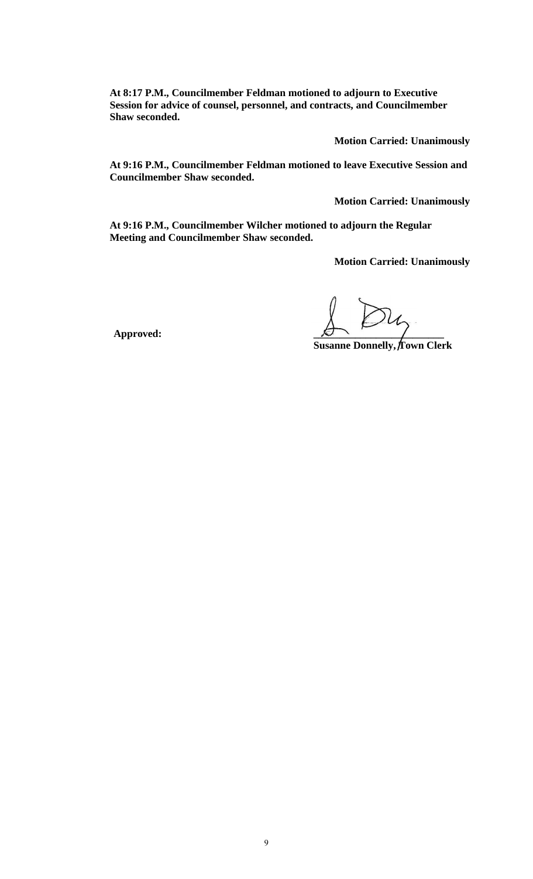**At 8:17 P.M., Councilmember Feldman motioned to adjourn to Executive Session for advice of counsel, personnel, and contracts, and Councilmember Shaw seconded.**

**Motion Carried: Unanimously**

**At 9:16 P.M., Councilmember Feldman motioned to leave Executive Session and Councilmember Shaw seconded.**

**Motion Carried: Unanimously**

**At 9:16 P.M., Councilmember Wilcher motioned to adjourn the Regular Meeting and Councilmember Shaw seconded.**

**Motion Carried: Unanimously**

**Approved:**

**Susanne Donnelly, Town Clerk**